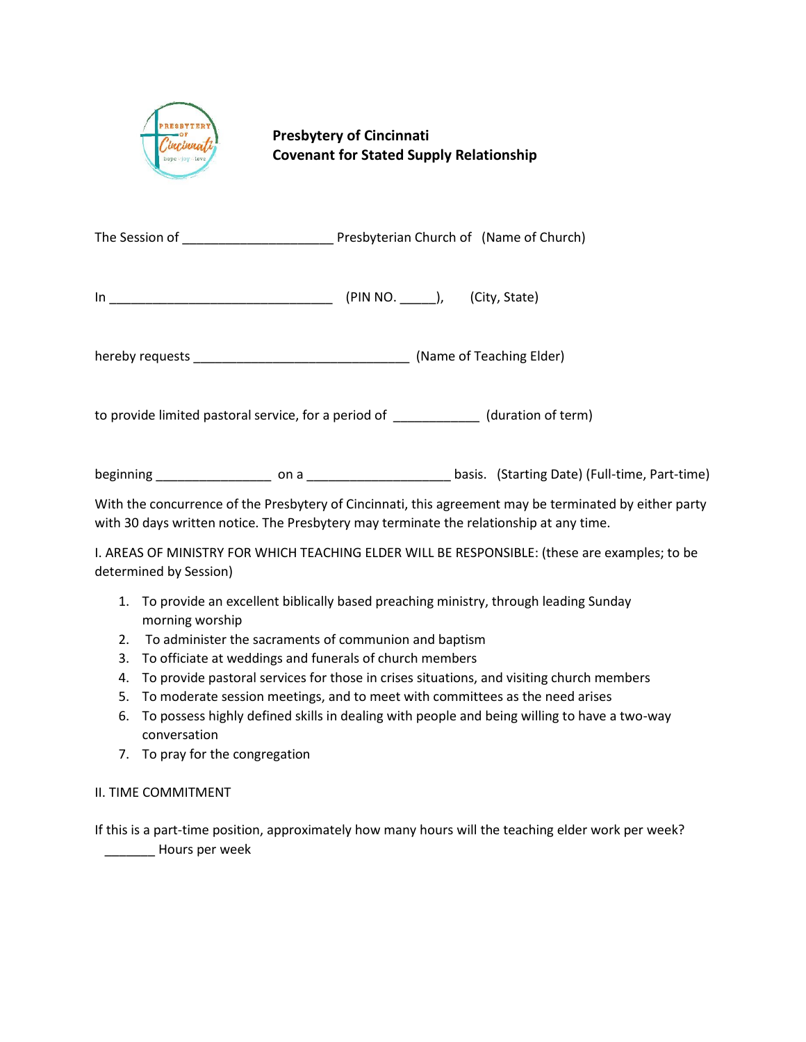**Presbytery of Cincinnati**
**Covenant for Stated Supply Relationship**

The Session of ______________________ Presbyterian Church of (Name of Church)

In ________________________________ (PIN NO. _____), (City, State)

hereby requests _______________________________ (Name of Teaching Elder)

to provide limited pastoral service, for a period of ____________ (duration of term)

beginning ________________ on a ____________________ basis. (Starting Date) (Full-time, Part-time)

With the concurrence of the Presbytery of Cincinnati, this agreement may be terminated by either party with 30 days written notice. The Presbytery may terminate the relationship at any time.

I. AREAS OF MINISTRY FOR WHICH TEACHING ELDER WILL BE RESPONSIBLE: (these are examples; to be determined by Session)

1. To provide an excellent biblically based preaching ministry, through leading Sunday morning worship
2. To administer the sacraments of communion and baptism
3. To officiate at weddings and funerals of church members
4. To provide pastoral services for those in crises situations, and visiting church members
5. To moderate session meetings, and to meet with committees as the need arises
6. To possess highly defined skills in dealing with people and being willing to have a two-way conversation
7. To pray for the congregation

II. TIME COMMITMENT

If this is a part-time position, approximately how many hours will the teaching elder work per week?
_______ Hours per week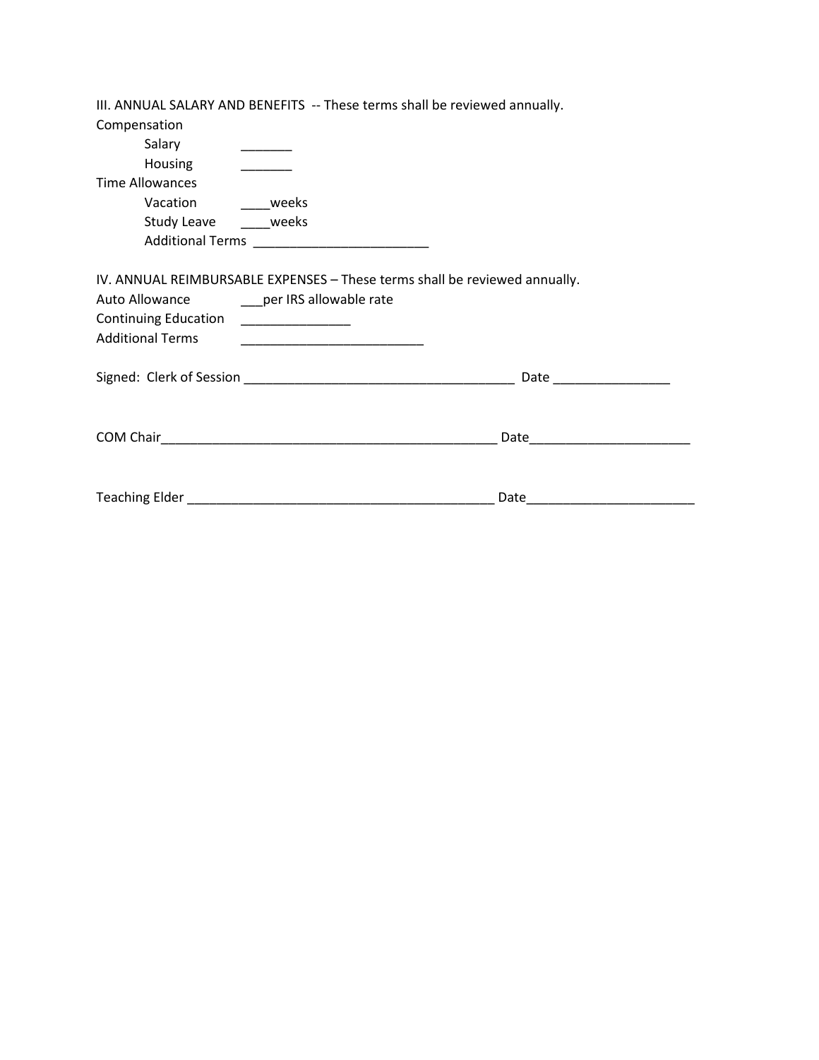III. ANNUAL SALARY AND BENEFITS -- These terms shall be reviewed annually.

Compensation

Salary _______

Housing _______

Time Allowances

Vacation ____weeks

Study Leave ____weeks

Additional Terms ________________________

IV. ANNUAL REIMBURSABLE EXPENSES – These terms shall be reviewed annually.

Auto Allowance ___per IRS allowable rate

Continuing Education _______________

Additional Terms _________________________

Signed: Clerk of Session _____________________________________ Date ________________

COM Chair______________________________________________ Date_____________________

Teaching Elder ___________________________________________ Date______________________